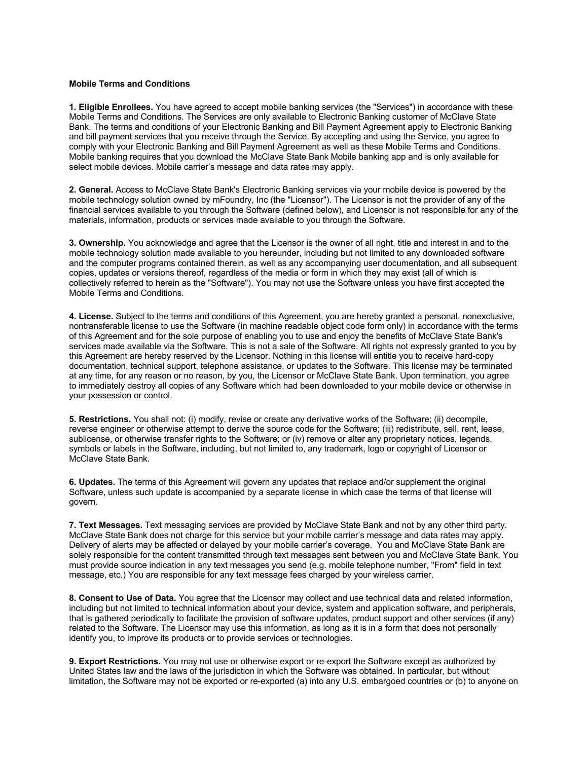**Mobile Terms and Conditions**

**1. Eligible Enrollees.** You have agreed to accept mobile banking services (the "Services") in accordance with these Mobile Terms and Conditions. The Services are only available to Electronic Banking customer of McClave State Bank. The terms and conditions of your Electronic Banking and Bill Payment Agreement apply to Electronic Banking and bill payment services that you receive through the Service. By accepting and using the Service, you agree to comply with your Electronic Banking and Bill Payment Agreement as well as these Mobile Terms and Conditions. Mobile banking requires that you download the McClave State Bank Mobile banking app and is only available for select mobile devices. Mobile carrier's message and data rates may apply.

**2. General.** Access to McClave State Bank's Electronic Banking services via your mobile device is powered by the mobile technology solution owned by mFoundry, Inc (the "Licensor"). The Licensor is not the provider of any of the financial services available to you through the Software (defined below), and Licensor is not responsible for any of the materials, information, products or services made available to you through the Software.

**3. Ownership.** You acknowledge and agree that the Licensor is the owner of all right, title and interest in and to the mobile technology solution made available to you hereunder, including but not limited to any downloaded software and the computer programs contained therein, as well as any accompanying user documentation, and all subsequent copies, updates or versions thereof, regardless of the media or form in which they may exist (all of which is collectively referred to herein as the "Software"). You may not use the Software unless you have first accepted the Mobile Terms and Conditions.

**4. License.** Subject to the terms and conditions of this Agreement, you are hereby granted a personal, nonexclusive, nontransferable license to use the Software (in machine readable object code form only) in accordance with the terms of this Agreement and for the sole purpose of enabling you to use and enjoy the benefits of McClave State Bank's services made available via the Software. This is not a sale of the Software. All rights not expressly granted to you by this Agreement are hereby reserved by the Licensor. Nothing in this license will entitle you to receive hard-copy documentation, technical support, telephone assistance, or updates to the Software. This license may be terminated at any time, for any reason or no reason, by you, the Licensor or McClave State Bank. Upon termination, you agree to immediately destroy all copies of any Software which had been downloaded to your mobile device or otherwise in your possession or control.

**5. Restrictions.** You shall not: (i) modify, revise or create any derivative works of the Software; (ii) decompile, reverse engineer or otherwise attempt to derive the source code for the Software; (iii) redistribute, sell, rent, lease, sublicense, or otherwise transfer rights to the Software; or (iv) remove or alter any proprietary notices, legends, symbols or labels in the Software, including, but not limited to, any trademark, logo or copyright of Licensor or McClave State Bank.

**6. Updates.** The terms of this Agreement will govern any updates that replace and/or supplement the original Software, unless such update is accompanied by a separate license in which case the terms of that license will govern.

**7. Text Messages.** Text messaging services are provided by McClave State Bank and not by any other third party. McClave State Bank does not charge for this service but your mobile carrier's message and data rates may apply. Delivery of alerts may be affected or delayed by your mobile carrier's coverage. You and McClave State Bank are solely responsible for the content transmitted through text messages sent between you and McClave State Bank. You must provide source indication in any text messages you send (e.g. mobile telephone number, "From" field in text message, etc.) You are responsible for any text message fees charged by your wireless carrier.

**8. Consent to Use of Data.** You agree that the Licensor may collect and use technical data and related information, including but not limited to technical information about your device, system and application software, and peripherals, that is gathered periodically to facilitate the provision of software updates, product support and other services (if any) related to the Software. The Licensor may use this information, as long as it is in a form that does not personally identify you, to improve its products or to provide services or technologies.

**9. Export Restrictions.** You may not use or otherwise export or re-export the Software except as authorized by United States law and the laws of the jurisdiction in which the Software was obtained. In particular, but without limitation, the Software may not be exported or re-exported (a) into any U.S. embargoed countries or (b) to anyone on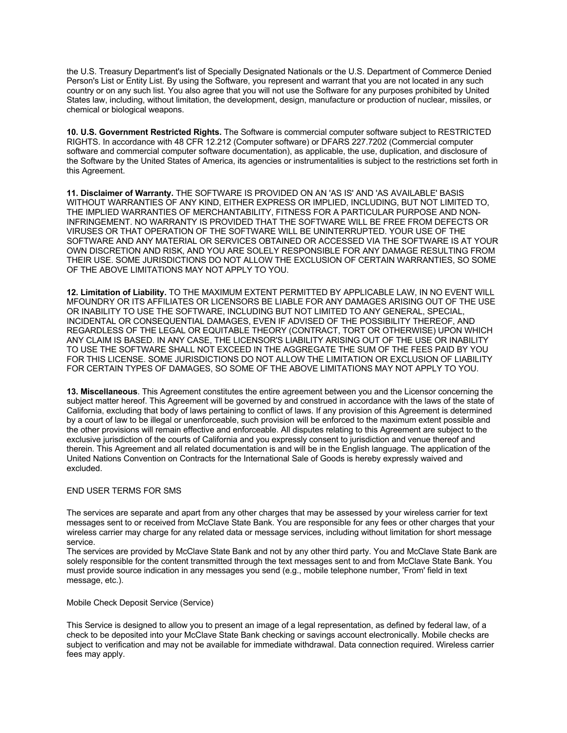the U.S. Treasury Department's list of Specially Designated Nationals or the U.S. Department of Commerce Denied Person's List or Entity List. By using the Software, you represent and warrant that you are not located in any such country or on any such list. You also agree that you will not use the Software for any purposes prohibited by United States law, including, without limitation, the development, design, manufacture or production of nuclear, missiles, or chemical or biological weapons.

**10. U.S. Government Restricted Rights.** The Software is commercial computer software subject to RESTRICTED RIGHTS. In accordance with 48 CFR 12.212 (Computer software) or DFARS 227.7202 (Commercial computer software and commercial computer software documentation), as applicable, the use, duplication, and disclosure of the Software by the United States of America, its agencies or instrumentalities is subject to the restrictions set forth in this Agreement.

**11. Disclaimer of Warranty.** THE SOFTWARE IS PROVIDED ON AN 'AS IS' AND 'AS AVAILABLE' BASIS WITHOUT WARRANTIES OF ANY KIND, EITHER EXPRESS OR IMPLIED, INCLUDING, BUT NOT LIMITED TO, THE IMPLIED WARRANTIES OF MERCHANTABILITY, FITNESS FOR A PARTICULAR PURPOSE AND NON-INFRINGEMENT. NO WARRANTY IS PROVIDED THAT THE SOFTWARE WILL BE FREE FROM DEFECTS OR VIRUSES OR THAT OPERATION OF THE SOFTWARE WILL BE UNINTERRUPTED. YOUR USE OF THE SOFTWARE AND ANY MATERIAL OR SERVICES OBTAINED OR ACCESSED VIA THE SOFTWARE IS AT YOUR OWN DISCRETION AND RISK, AND YOU ARE SOLELY RESPONSIBLE FOR ANY DAMAGE RESULTING FROM THEIR USE. SOME JURISDICTIONS DO NOT ALLOW THE EXCLUSION OF CERTAIN WARRANTIES, SO SOME OF THE ABOVE LIMITATIONS MAY NOT APPLY TO YOU.

**12. Limitation of Liability.** TO THE MAXIMUM EXTENT PERMITTED BY APPLICABLE LAW, IN NO EVENT WILL MFOUNDRY OR ITS AFFILIATES OR LICENSORS BE LIABLE FOR ANY DAMAGES ARISING OUT OF THE USE OR INABILITY TO USE THE SOFTWARE, INCLUDING BUT NOT LIMITED TO ANY GENERAL, SPECIAL, INCIDENTAL OR CONSEQUENTIAL DAMAGES, EVEN IF ADVISED OF THE POSSIBILITY THEREOF, AND REGARDLESS OF THE LEGAL OR EQUITABLE THEORY (CONTRACT, TORT OR OTHERWISE) UPON WHICH ANY CLAIM IS BASED. IN ANY CASE, THE LICENSOR'S LIABILITY ARISING OUT OF THE USE OR INABILITY TO USE THE SOFTWARE SHALL NOT EXCEED IN THE AGGREGATE THE SUM OF THE FEES PAID BY YOU FOR THIS LICENSE. SOME JURISDICTIONS DO NOT ALLOW THE LIMITATION OR EXCLUSION OF LIABILITY FOR CERTAIN TYPES OF DAMAGES, SO SOME OF THE ABOVE LIMITATIONS MAY NOT APPLY TO YOU.

**13. Miscellaneous**. This Agreement constitutes the entire agreement between you and the Licensor concerning the subject matter hereof. This Agreement will be governed by and construed in accordance with the laws of the state of California, excluding that body of laws pertaining to conflict of laws. If any provision of this Agreement is determined by a court of law to be illegal or unenforceable, such provision will be enforced to the maximum extent possible and the other provisions will remain effective and enforceable. All disputes relating to this Agreement are subject to the exclusive jurisdiction of the courts of California and you expressly consent to jurisdiction and venue thereof and therein. This Agreement and all related documentation is and will be in the English language. The application of the United Nations Convention on Contracts for the International Sale of Goods is hereby expressly waived and excluded.

END USER TERMS FOR SMS

The services are separate and apart from any other charges that may be assessed by your wireless carrier for text messages sent to or received from McClave State Bank. You are responsible for any fees or other charges that your wireless carrier may charge for any related data or message services, including without limitation for short message service.
The services are provided by McClave State Bank and not by any other third party. You and McClave State Bank are solely responsible for the content transmitted through the text messages sent to and from McClave State Bank. You must provide source indication in any messages you send (e.g., mobile telephone number, 'From' field in text message, etc.).

Mobile Check Deposit Service (Service)

This Service is designed to allow you to present an image of a legal representation, as defined by federal law, of a check to be deposited into your McClave State Bank checking or savings account electronically. Mobile checks are subject to verification and may not be available for immediate withdrawal. Data connection required. Wireless carrier fees may apply.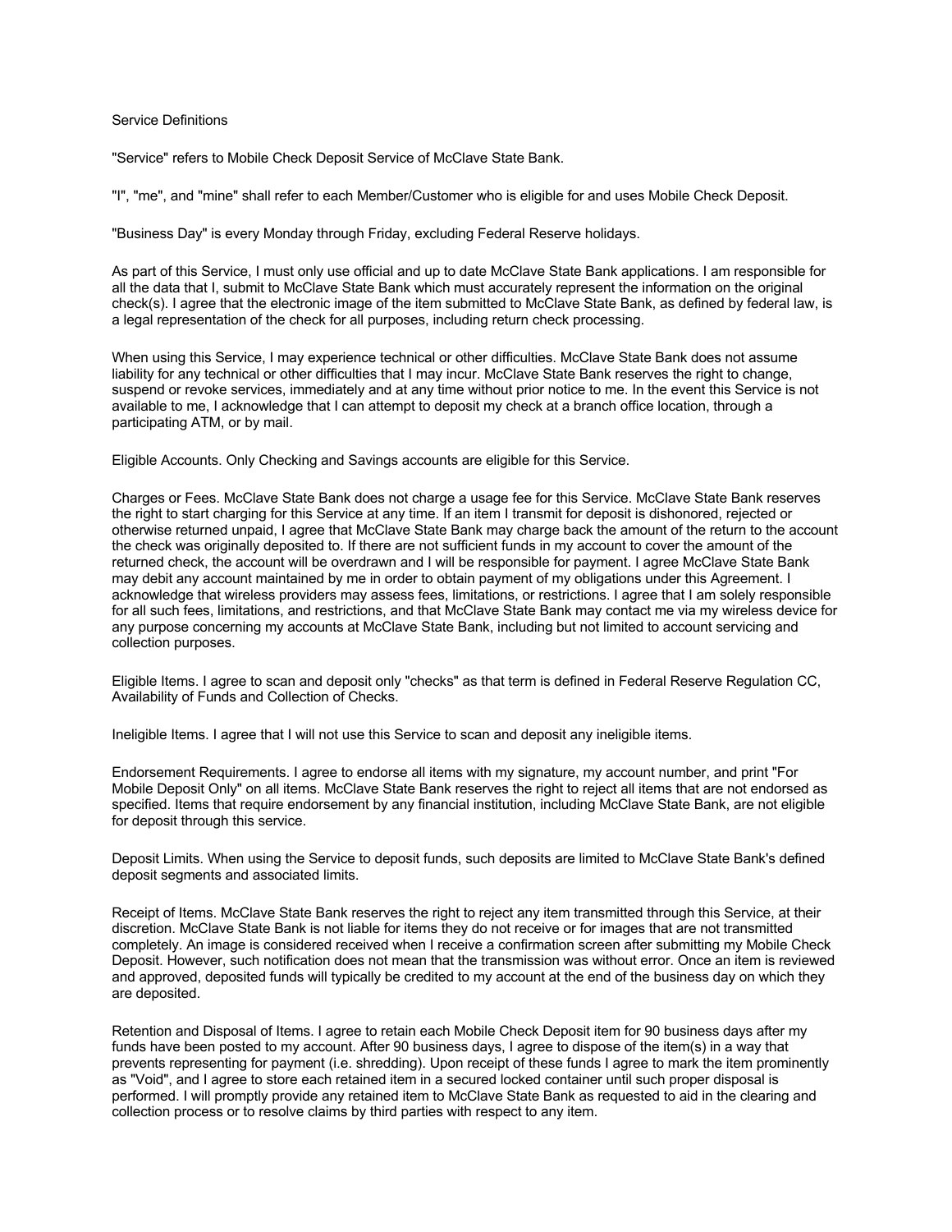Service Definitions

"Service" refers to Mobile Check Deposit Service of McClave State Bank.

"I", "me", and "mine" shall refer to each Member/Customer who is eligible for and uses Mobile Check Deposit.

"Business Day" is every Monday through Friday, excluding Federal Reserve holidays.

As part of this Service, I must only use official and up to date McClave State Bank applications. I am responsible for all the data that I, submit to McClave State Bank which must accurately represent the information on the original check(s). I agree that the electronic image of the item submitted to McClave State Bank, as defined by federal law, is a legal representation of the check for all purposes, including return check processing.

When using this Service, I may experience technical or other difficulties. McClave State Bank does not assume liability for any technical or other difficulties that I may incur. McClave State Bank reserves the right to change, suspend or revoke services, immediately and at any time without prior notice to me. In the event this Service is not available to me, I acknowledge that I can attempt to deposit my check at a branch office location, through a participating ATM, or by mail.

Eligible Accounts. Only Checking and Savings accounts are eligible for this Service.

Charges or Fees. McClave State Bank does not charge a usage fee for this Service. McClave State Bank reserves the right to start charging for this Service at any time. If an item I transmit for deposit is dishonored, rejected or otherwise returned unpaid, I agree that McClave State Bank may charge back the amount of the return to the account the check was originally deposited to. If there are not sufficient funds in my account to cover the amount of the returned check, the account will be overdrawn and I will be responsible for payment. I agree McClave State Bank may debit any account maintained by me in order to obtain payment of my obligations under this Agreement. I acknowledge that wireless providers may assess fees, limitations, or restrictions. I agree that I am solely responsible for all such fees, limitations, and restrictions, and that McClave State Bank may contact me via my wireless device for any purpose concerning my accounts at McClave State Bank, including but not limited to account servicing and collection purposes.

Eligible Items. I agree to scan and deposit only "checks" as that term is defined in Federal Reserve Regulation CC, Availability of Funds and Collection of Checks.

Ineligible Items. I agree that I will not use this Service to scan and deposit any ineligible items.

Endorsement Requirements. I agree to endorse all items with my signature, my account number, and print "For Mobile Deposit Only" on all items. McClave State Bank reserves the right to reject all items that are not endorsed as specified. Items that require endorsement by any financial institution, including McClave State Bank, are not eligible for deposit through this service.

Deposit Limits. When using the Service to deposit funds, such deposits are limited to McClave State Bank's defined deposit segments and associated limits.

Receipt of Items. McClave State Bank reserves the right to reject any item transmitted through this Service, at their discretion. McClave State Bank is not liable for items they do not receive or for images that are not transmitted completely. An image is considered received when I receive a confirmation screen after submitting my Mobile Check Deposit. However, such notification does not mean that the transmission was without error. Once an item is reviewed and approved, deposited funds will typically be credited to my account at the end of the business day on which they are deposited.

Retention and Disposal of Items. I agree to retain each Mobile Check Deposit item for 90 business days after my funds have been posted to my account. After 90 business days, I agree to dispose of the item(s) in a way that prevents representing for payment (i.e. shredding). Upon receipt of these funds I agree to mark the item prominently as "Void", and I agree to store each retained item in a secured locked container until such proper disposal is performed. I will promptly provide any retained item to McClave State Bank as requested to aid in the clearing and collection process or to resolve claims by third parties with respect to any item.